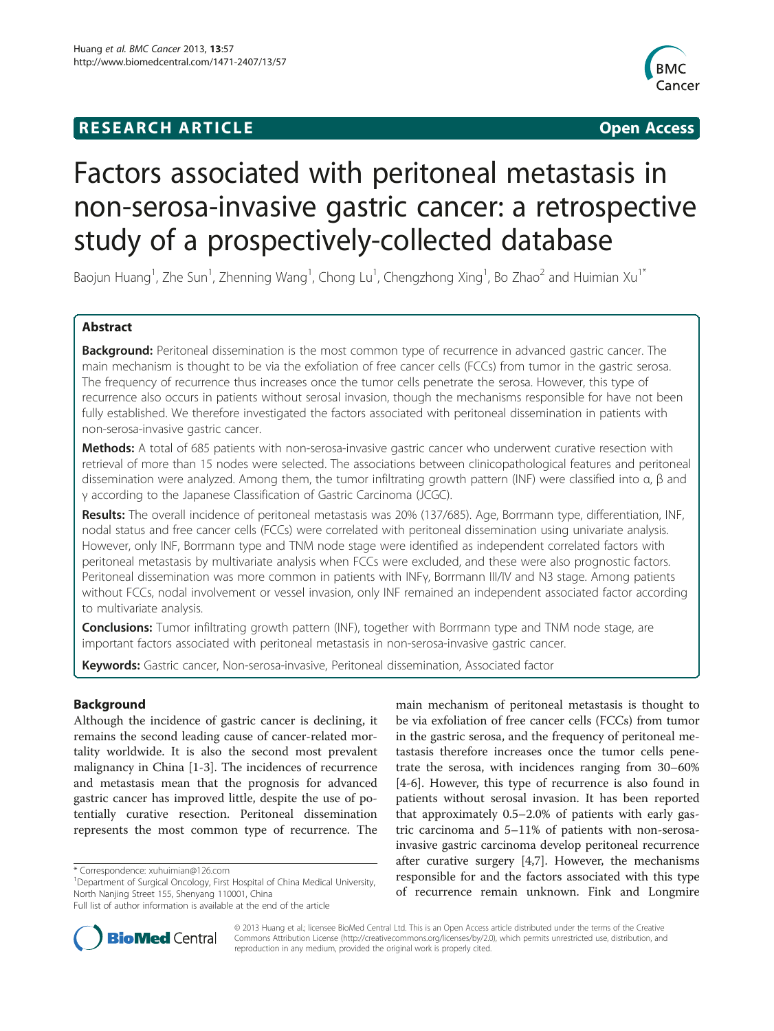**RESEARCH ARTICLE** **Open Access**

# Factors associated with peritoneal metastasis in non-serosa-invasive gastric cancer: a retrospective study of a prospectively-collected database

Baojun Huang[1], Zhe Sun[1], Zhenning Wang[1], Chong Lu[1], Chengzhong Xing[1], Bo Zhao[2] and Huimian Xu[1*]

## Abstract

**Background:** Peritoneal dissemination is the most common type of recurrence in advanced gastric cancer. The main mechanism is thought to be via the exfoliation of free cancer cells (FCCs) from tumor in the gastric serosa. The frequency of recurrence thus increases once the tumor cells penetrate the serosa. However, this type of recurrence also occurs in patients without serosal invasion, though the mechanisms responsible for have not been fully established. We therefore investigated the factors associated with peritoneal dissemination in patients with non-serosa-invasive gastric cancer.

**Methods:** A total of 685 patients with non-serosa-invasive gastric cancer who underwent curative resection with retrieval of more than 15 nodes were selected. The associations between clinicopathological features and peritoneal dissemination were analyzed. Among them, the tumor infiltrating growth pattern (INF) were classified into α, β and γ according to the Japanese Classification of Gastric Carcinoma (JCGC).

**Results:** The overall incidence of peritoneal metastasis was 20% (137/685). Age, Borrmann type, differentiation, INF, nodal status and free cancer cells (FCCs) were correlated with peritoneal dissemination using univariate analysis. However, only INF, Borrmann type and TNM node stage were identified as independent correlated factors with peritoneal metastasis by multivariate analysis when FCCs were excluded, and these were also prognostic factors. Peritoneal dissemination was more common in patients with INFγ, Borrmann III/IV and N3 stage. Among patients without FCCs, nodal involvement or vessel invasion, only INF remained an independent associated factor according to multivariate analysis.

**Conclusions:** Tumor infiltrating growth pattern (INF), together with Borrmann type and TNM node stage, are important factors associated with peritoneal metastasis in non-serosa-invasive gastric cancer.

**Keywords:** Gastric cancer, Non-serosa-invasive, Peritoneal dissemination, Associated factor

## Background

Although the incidence of gastric cancer is declining, it remains the second leading cause of cancer-related mortality worldwide. It is also the second most prevalent malignancy in China [1-3]. The incidences of recurrence and metastasis mean that the prognosis for advanced gastric cancer has improved little, despite the use of potentially curative resection. Peritoneal dissemination represents the most common type of recurrence. The main mechanism of peritoneal metastasis is thought to be via exfoliation of free cancer cells (FCCs) from tumor in the gastric serosa, and the frequency of peritoneal metastasis therefore increases once the tumor cells penetrate the serosa, with incidences ranging from 30–60% [4-6]. However, this type of recurrence is also found in patients without serosal invasion. It has been reported that approximately 0.5–2.0% of patients with early gastric carcinoma and 5–11% of patients with non-serosa-invasive gastric carcinoma develop peritoneal recurrence after curative surgery [4,7]. However, the mechanisms responsible for and the factors associated with this type of recurrence remain unknown. Fink and Longmire

\* Correspondence: xuhuimian@126.com
[1]Department of Surgical Oncology, First Hospital of China Medical University, North Nanjing Street 155, Shenyang 110001, China
Full list of author information is available at the end of the article

© 2013 Huang et al.; licensee BioMed Central Ltd. This is an Open Access article distributed under the terms of the Creative Commons Attribution License (http://creativecommons.org/licenses/by/2.0), which permits unrestricted use, distribution, and reproduction in any medium, provided the original work is properly cited.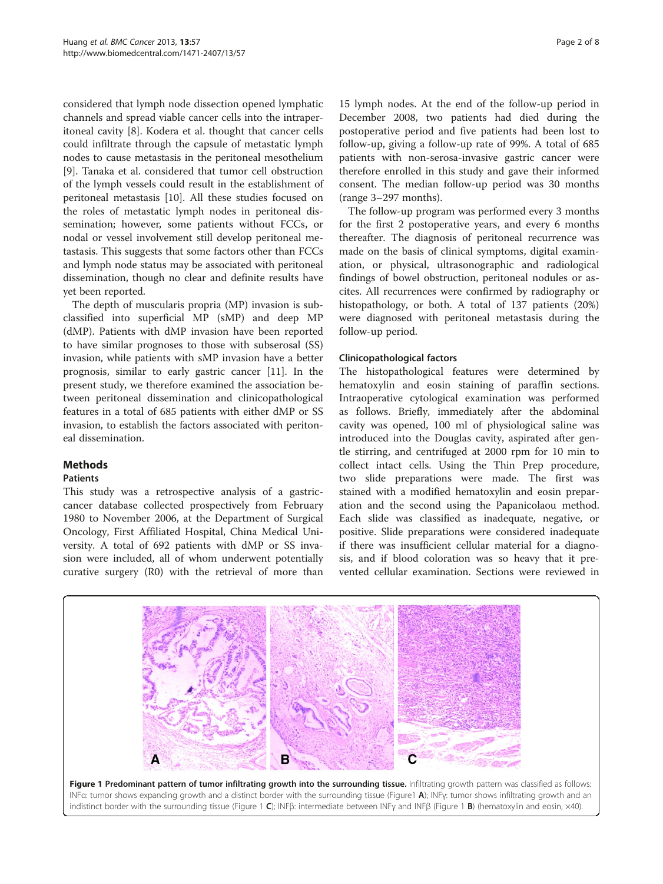considered that lymph node dissection opened lymphatic channels and spread viable cancer cells into the intraperitoneal cavity [8]. Kodera et al. thought that cancer cells could infiltrate through the capsule of metastatic lymph nodes to cause metastasis in the peritoneal mesothelium [9]. Tanaka et al. considered that tumor cell obstruction of the lymph vessels could result in the establishment of peritoneal metastasis [10]. All these studies focused on the roles of metastatic lymph nodes in peritoneal dissemination; however, some patients without FCCs, or nodal or vessel involvement still develop peritoneal metastasis. This suggests that some factors other than FCCs and lymph node status may be associated with peritoneal dissemination, though no clear and definite results have yet been reported.

The depth of muscularis propria (MP) invasion is subclassified into superficial MP (sMP) and deep MP (dMP). Patients with dMP invasion have been reported to have similar prognoses to those with subserosal (SS) invasion, while patients with sMP invasion have a better prognosis, similar to early gastric cancer [11]. In the present study, we therefore examined the association between peritoneal dissemination and clinicopathological features in a total of 685 patients with either dMP or SS invasion, to establish the factors associated with peritoneal dissemination.

## Methods

### Patients

This study was a retrospective analysis of a gastric-cancer database collected prospectively from February 1980 to November 2006, at the Department of Surgical Oncology, First Affiliated Hospital, China Medical University. A total of 692 patients with dMP or SS invasion were included, all of whom underwent potentially curative surgery (R0) with the retrieval of more than 15 lymph nodes. At the end of the follow-up period in December 2008, two patients had died during the postoperative period and five patients had been lost to follow-up, giving a follow-up rate of 99%. A total of 685 patients with non-serosa-invasive gastric cancer were therefore enrolled in this study and gave their informed consent. The median follow-up period was 30 months (range 3–297 months).

The follow-up program was performed every 3 months for the first 2 postoperative years, and every 6 months thereafter. The diagnosis of peritoneal recurrence was made on the basis of clinical symptoms, digital examination, or physical, ultrasonographic and radiological findings of bowel obstruction, peritoneal nodules or ascites. All recurrences were confirmed by radiography or histopathology, or both. A total of 137 patients (20%) were diagnosed with peritoneal metastasis during the follow-up period.

### Clinicopathological factors

The histopathological features were determined by hematoxylin and eosin staining of paraffin sections. Intraoperative cytological examination was performed as follows. Briefly, immediately after the abdominal cavity was opened, 100 ml of physiological saline was introduced into the Douglas cavity, aspirated after gentle stirring, and centrifuged at 2000 rpm for 10 min to collect intact cells. Using the Thin Prep procedure, two slide preparations were made. The first was stained with a modified hematoxylin and eosin preparation and the second using the Papanicolaou method. Each slide was classified as inadequate, negative, or positive. Slide preparations were considered inadequate if there was insufficient cellular material for a diagnosis, and if blood coloration was so heavy that it prevented cellular examination. Sections were reviewed in

**Figure 1 Predominant pattern of tumor infiltrating growth into the surrounding tissue.** Infiltrating growth pattern was classified as follows: INFα: tumor shows expanding growth and a distinct border with the surrounding tissue (Figure1 **A**); INFγ: tumor shows infiltrating growth and an indistinct border with the surrounding tissue (Figure 1 **C**); INFβ: intermediate between INFγ and INFβ (Figure 1 **B**) (hematoxylin and eosin, ×40).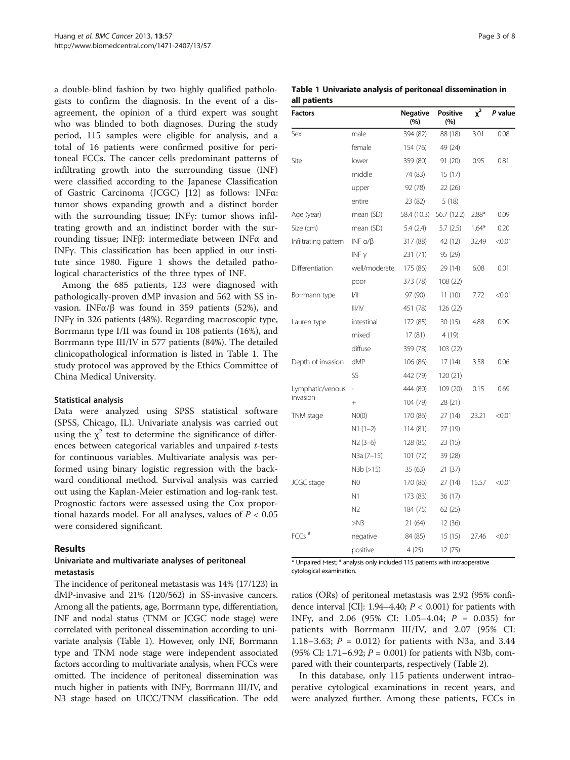a double-blind fashion by two highly qualified pathologists to confirm the diagnosis. In the event of a disagreement, the opinion of a third expert was sought who was blinded to both diagnoses. During the study period, 115 samples were eligible for analysis, and a total of 16 patients were confirmed positive for peritoneal FCCs. The cancer cells predominant patterns of infiltrating growth into the surrounding tissue (INF) were classified according to the Japanese Classification of Gastric Carcinoma (JCGC) [12] as follows: INFα: tumor shows expanding growth and a distinct border with the surrounding tissue; INFγ: tumor shows infiltrating growth and an indistinct border with the surrounding tissue; INFβ: intermediate between INFα and INFγ. This classification has been applied in our institute since 1980. Figure 1 shows the detailed pathological characteristics of the three types of INF.

Among the 685 patients, 123 were diagnosed with pathologically-proven dMP invasion and 562 with SS invasion. INFα/β was found in 359 patients (52%), and INFγ in 326 patients (48%). Regarding macroscopic type, Borrmann type I/II was found in 108 patients (16%), and Borrmann type III/IV in 577 patients (84%). The detailed clinicopathological information is listed in Table 1. The study protocol was approved by the Ethics Committee of China Medical University.

### Statistical analysis

Data were analyzed using SPSS statistical software (SPSS, Chicago, IL). Univariate analysis was carried out using the $\chi^2$ test to determine the significance of differences between categorical variables and unpaired *t*-tests for continuous variables. Multivariate analysis was performed using binary logistic regression with the backward conditional method. Survival analysis was carried out using the Kaplan-Meier estimation and log-rank test. Prognostic factors were assessed using the Cox proportional hazards model. For all analyses, values of $P < 0.05$ were considered significant.

## Results

### Univariate and multivariate analyses of peritoneal metastasis

The incidence of peritoneal metastasis was 14% (17/123) in dMP-invasive and 21% (120/562) in SS-invasive cancers. Among all the patients, age, Borrmann type, differentiation, INF and nodal status (TNM or JCGC node stage) were correlated with peritoneal dissemination according to univariate analysis (Table 1). However, only INF, Borrmann type and TNM node stage were independent associated factors according to multivariate analysis, when FCCs were omitted. The incidence of peritoneal dissemination was much higher in patients with INFγ, Borrmann III/IV, and N3 stage based on UICC/TNM classification. The odd ratios (ORs) of peritoneal metastasis was 2.92 (95% confidence interval [CI]: 1.94–4.40; $P < 0.001$) for patients with INFγ, and 2.06 (95% CI: 1.05–4.04; $P = 0.035$) for patients with Borrmann III/IV, and 2.07 (95% CI: 1.18–3.63; $P = 0.012$) for patients with N3a, and 3.44 (95% CI: 1.71–6.92; $P = 0.001$) for patients with N3b, compared with their counterparts, respectively (Table 2).

In this database, only 115 patients underwent intraoperative cytological examinations in recent years, and were analyzed further. Among these patients, FCCs in

**Table 1 Univariate analysis of peritoneal dissemination in all patients**

| Factors | | Negative (%) | Positive (%) | $\chi^2$ | P value |
|---|---|---|---|---|---|
| Sex | male | 394 (82) | 88 (18) | 3.01 | 0.08 |
| | female | 154 (76) | 49 (24) | | |
| Site | lower | 359 (80) | 91 (20) | 0.95 | 0.81 |
| | middle | 74 (83) | 15 (17) | | |
| | upper | 92 (78) | 22 (26) | | |
| | entire | 23 (82) | 5 (18) | | |
| Age (year) | mean (SD) | 58.4 (10.3) | 56.7 (12.2) | 2.88* | 0.09 |
| Size (cm) | mean (SD) | 5.4 (2.4) | 5.7 (2.5) | 1.64* | 0.20 |
| Infiltrating pattern | INF α/β | 317 (88) | 42 (12) | 32.49 | <0.01 |
| | INF γ | 231 (71) | 95 (29) | | |
| Differentiation | well/moderate | 175 (86) | 29 (14) | 6.08 | 0.01 |
| | poor | 373 (78) | 108 (22) | | |
| Borrmann type | I/II | 97 (90) | 11 (10) | 7.72 | <0.01 |
| | III/IV | 451 (78) | 126 (22) | | |
| Lauren type | intestinal | 172 (85) | 30 (15) | 4.88 | 0.09 |
| | mixed | 17 (81) | 4 (19) | | |
| | diffuse | 359 (78) | 103 (22) | | |
| Depth of invasion | dMP | 106 (86) | 17 (14) | 3.58 | 0.06 |
| | SS | 442 (79) | 120 (21) | | |
| Lymphatic/venous invasion | - | 444 (80) | 109 (20) | 0.15 | 0.69 |
| | + | 104 (79) | 28 (21) | | |
| TNM stage | N0(0) | 170 (86) | 27 (14) | 23.21 | <0.01 |
| | N1 (1–2) | 114 (81) | 27 (19) | | |
| | N2 (3–6) | 128 (85) | 23 (15) | | |
| | N3a (7–15) | 101 (72) | 39 (28) | | |
| | N3b (>15) | 35 (63) | 21 (37) | | |
| JCGC stage | N0 | 170 (86) | 27 (14) | 15.57 | <0.01 |
| | N1 | 173 (83) | 36 (17) | | |
| | N2 | 184 (75) | 62 (25) | | |
| | >N3 | 21 (64) | 12 (36) | | |
| FCCs # | negative | 84 (85) | 15 (15) | 27.46 | <0.01 |
| | positive | 4 (25) | 12 (75) | | |

\* Unpaired *t*-test; # analysis only included 115 patients with intraoperative cytological examination.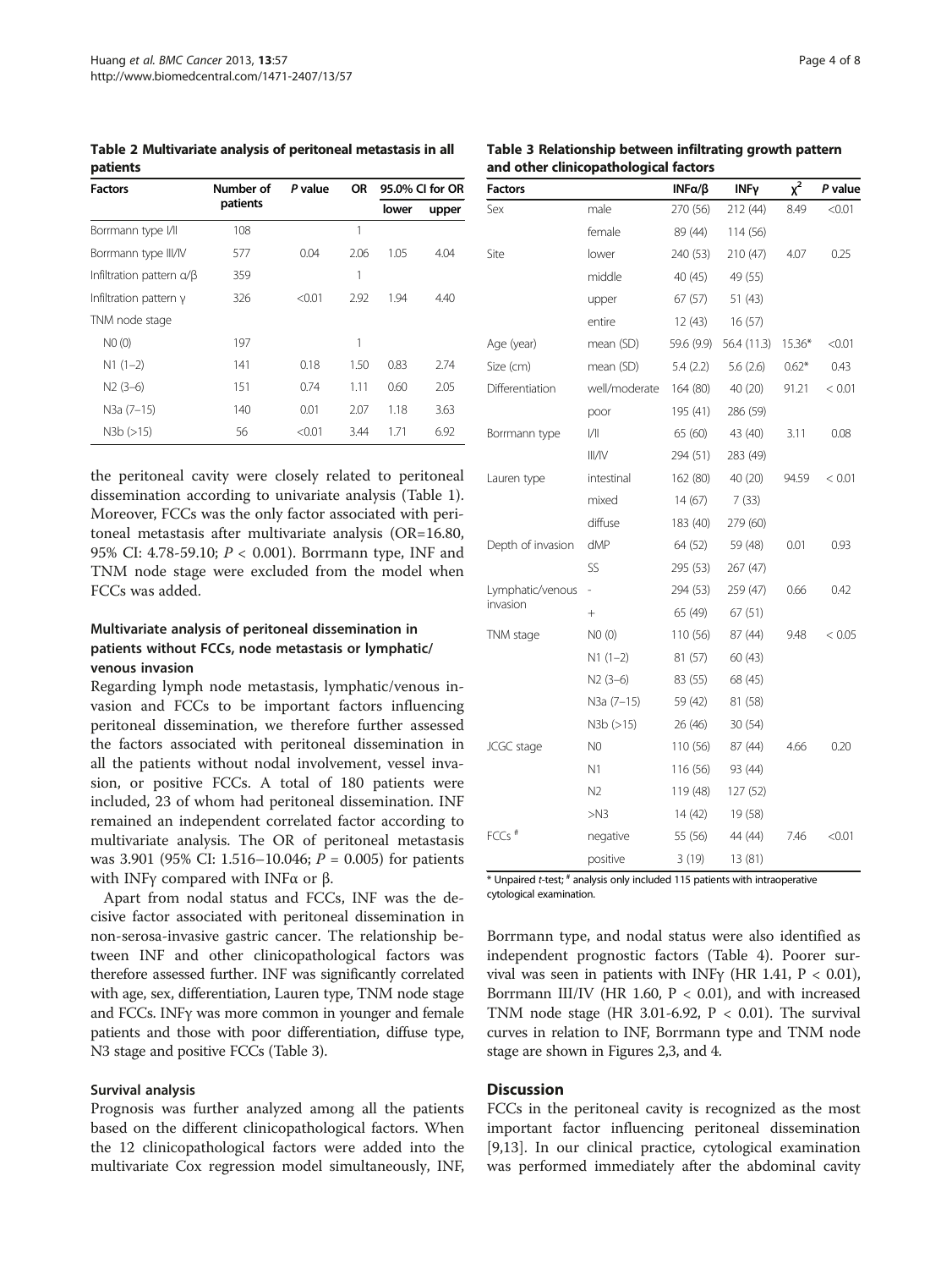**Table 2 Multivariate analysis of peritoneal metastasis in all patients**

| Factors | Number of patients | P value | OR | 95.0% CI for OR | |
|---|---|---|---|---|---|
| | | | | lower | upper |
| Borrmann type I/II | 108 | | 1 | | |
| Borrmann type III/IV | 577 | 0.04 | 2.06 | 1.05 | 4.04 |
| Infiltration pattern α/β | 359 | | 1 | | |
| Infiltration pattern γ | 326 | <0.01 | 2.92 | 1.94 | 4.40 |
| TNM node stage | | | | | |
| N0 (0) | 197 | | 1 | | |
| N1 (1–2) | 141 | 0.18 | 1.50 | 0.83 | 2.74 |
| N2 (3–6) | 151 | 0.74 | 1.11 | 0.60 | 2.05 |
| N3a (7–15) | 140 | 0.01 | 2.07 | 1.18 | 3.63 |
| N3b (>15) | 56 | <0.01 | 3.44 | 1.71 | 6.92 |

the peritoneal cavity were closely related to peritoneal dissemination according to univariate analysis (Table 1). Moreover, FCCs was the only factor associated with peritoneal metastasis after multivariate analysis (OR=16.80, 95% CI: 4.78-59.10; $P < 0.001$). Borrmann type, INF and TNM node stage were excluded from the model when FCCs was added.

### Multivariate analysis of peritoneal dissemination in patients without FCCs, node metastasis or lymphatic/venous invasion

Regarding lymph node metastasis, lymphatic/venous invasion and FCCs to be important factors influencing peritoneal dissemination, we therefore further assessed the factors associated with peritoneal dissemination in all the patients without nodal involvement, vessel invasion, or positive FCCs. A total of 180 patients were included, 23 of whom had peritoneal dissemination. INF remained an independent correlated factor according to multivariate analysis. The OR of peritoneal metastasis was 3.901 (95% CI: 1.516–10.046; $P = 0.005$) for patients with INFγ compared with INFα or β.

Apart from nodal status and FCCs, INF was the decisive factor associated with peritoneal dissemination in non-serosa-invasive gastric cancer. The relationship between INF and other clinicopathological factors was therefore assessed further. INF was significantly correlated with age, sex, differentiation, Lauren type, TNM node stage and FCCs. INFγ was more common in younger and female patients and those with poor differentiation, diffuse type, N3 stage and positive FCCs (Table 3).

### Survival analysis

Prognosis was further analyzed among all the patients based on the different clinicopathological factors. When the 12 clinicopathological factors were added into the multivariate Cox regression model simultaneously, INF,

**Table 3 Relationship between infiltrating growth pattern and other clinicopathological factors**

| Factors | | INFα/β | INFγ | $\chi^2$ | P value |
|---|---|---|---|---|---|
| Sex | male | 270 (56) | 212 (44) | 8.49 | <0.01 |
| | female | 89 (44) | 114 (56) | | |
| Site | lower | 240 (53) | 210 (47) | 4.07 | 0.25 |
| | middle | 40 (45) | 49 (55) | | |
| | upper | 67 (57) | 51 (43) | | |
| | entire | 12 (43) | 16 (57) | | |
| Age (year) | mean (SD) | 59.6 (9.9) | 56.4 (11.3) | 15.36* | <0.01 |
| Size (cm) | mean (SD) | 5.4 (2.2) | 5.6 (2.6) | 0.62* | 0.43 |
| Differentiation | well/moderate | 164 (80) | 40 (20) | 91.21 | < 0.01 |
| | poor | 195 (41) | 286 (59) | | |
| Borrmann type | I/II | 65 (60) | 43 (40) | 3.11 | 0.08 |
| | III/IV | 294 (51) | 283 (49) | | |
| Lauren type | intestinal | 162 (80) | 40 (20) | 94.59 | < 0.01 |
| | mixed | 14 (67) | 7 (33) | | |
| | diffuse | 183 (40) | 279 (60) | | |
| Depth of invasion | dMP | 64 (52) | 59 (48) | 0.01 | 0.93 |
| | SS | 295 (53) | 267 (47) | | |
| Lymphatic/venous invasion | - | 294 (53) | 259 (47) | 0.66 | 0.42 |
| | + | 65 (49) | 67 (51) | | |
| TNM stage | N0 (0) | 110 (56) | 87 (44) | 9.48 | < 0.05 |
| | N1 (1–2) | 81 (57) | 60 (43) | | |
| | N2 (3–6) | 83 (55) | 68 (45) | | |
| | N3a (7–15) | 59 (42) | 81 (58) | | |
| | N3b (>15) | 26 (46) | 30 (54) | | |
| JCGC stage | N0 | 110 (56) | 87 (44) | 4.66 | 0.20 |
| | N1 | 116 (56) | 93 (44) | | |
| | N2 | 119 (48) | 127 (52) | | |
| | >N3 | 14 (42) | 19 (58) | | |
| FCCs # | negative | 55 (56) | 44 (44) | 7.46 | <0.01 |
| | positive | 3 (19) | 13 (81) | | |

* Unpaired *t*-test; # analysis only included 115 patients with intraoperative cytological examination.

Borrmann type, and nodal status were also identified as independent prognostic factors (Table 4). Poorer survival was seen in patients with INFγ (HR 1.41, $P < 0.01$), Borrmann III/IV (HR 1.60, $P < 0.01$), and with increased TNM node stage (HR 3.01-6.92, $P < 0.01$). The survival curves in relation to INF, Borrmann type and TNM node stage are shown in Figures 2,3, and 4.

## Discussion

FCCs in the peritoneal cavity is recognized as the most important factor influencing peritoneal dissemination [9,13]. In our clinical practice, cytological examination was performed immediately after the abdominal cavity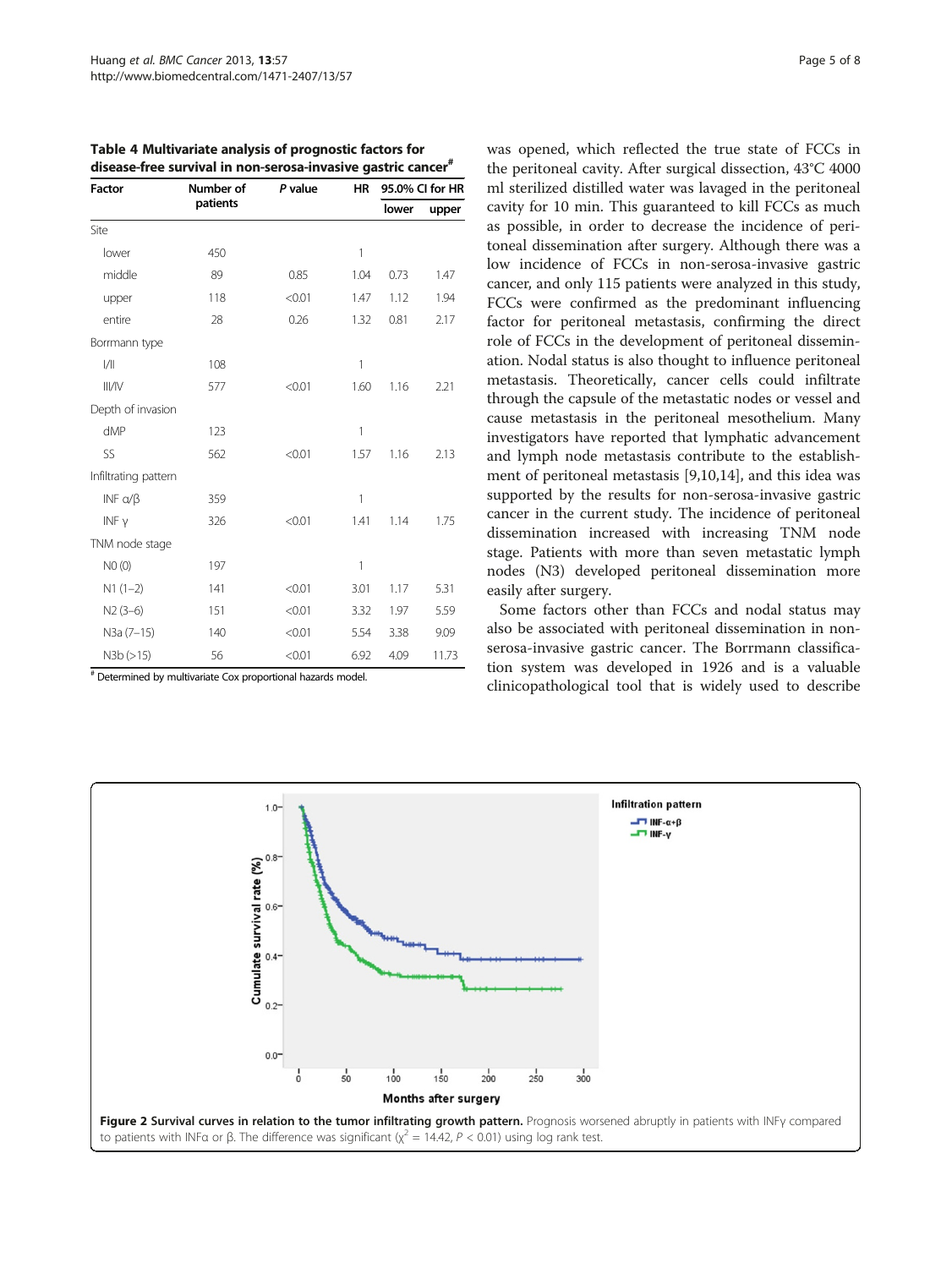**Table 4 Multivariate analysis of prognostic factors for disease-free survival in non-serosa-invasive gastric cancer[#]**

| Factor | Number of patients | *P* value | HR | 95.0% CI for HR | |
|---|---|---|---|---|---|
| | | | | lower | upper |
| Site | | | | | |
| lower | 450 | | 1 | | |
| middle | 89 | 0.85 | 1.04 | 0.73 | 1.47 |
| upper | 118 | <0.01 | 1.47 | 1.12 | 1.94 |
| entire | 28 | 0.26 | 1.32 | 0.81 | 2.17 |
| Borrmann type | | | | | |
| I/II | 108 | | 1 | | |
| III/IV | 577 | <0.01 | 1.60 | 1.16 | 2.21 |
| Depth of invasion | | | | | |
| dMP | 123 | | 1 | | |
| SS | 562 | <0.01 | 1.57 | 1.16 | 2.13 |
| Infiltrating pattern | | | | | |
| INF α/β | 359 | | 1 | | |
| INF γ | 326 | <0.01 | 1.41 | 1.14 | 1.75 |
| TNM node stage | | | | | |
| N0 (0) | 197 | | 1 | | |
| N1 (1–2) | 141 | <0.01 | 3.01 | 1.17 | 5.31 |
| N2 (3–6) | 151 | <0.01 | 3.32 | 1.97 | 5.59 |
| N3a (7–15) | 140 | <0.01 | 5.54 | 3.38 | 9.09 |
| N3b (>15) | 56 | <0.01 | 6.92 | 4.09 | 11.73 |

[#] Determined by multivariate Cox proportional hazards model.

was opened, which reflected the true state of FCCs in the peritoneal cavity. After surgical dissection, 43°C 4000 ml sterilized distilled water was lavaged in the peritoneal cavity for 10 min. This guaranteed to kill FCCs as much as possible, in order to decrease the incidence of peritoneal dissemination after surgery. Although there was a low incidence of FCCs in non-serosa-invasive gastric cancer, and only 115 patients were analyzed in this study, FCCs were confirmed as the predominant influencing factor for peritoneal metastasis, confirming the direct role of FCCs in the development of peritoneal dissemination. Nodal status is also thought to influence peritoneal metastasis. Theoretically, cancer cells could infiltrate through the capsule of the metastatic nodes or vessel and cause metastasis in the peritoneal mesothelium. Many investigators have reported that lymphatic advancement and lymph node metastasis contribute to the establishment of peritoneal metastasis [9,10,14], and this idea was supported by the results for non-serosa-invasive gastric cancer in the current study. The incidence of peritoneal dissemination increased with increasing TNM node stage. Patients with more than seven metastatic lymph nodes (N3) developed peritoneal dissemination more easily after surgery.

Some factors other than FCCs and nodal status may also be associated with peritoneal dissemination in non-serosa-invasive gastric cancer. The Borrmann classification system was developed in 1926 and is a valuable clinicopathological tool that is widely used to describe

**Figure 2 Survival curves in relation to the tumor infiltrating growth pattern.** Prognosis worsened abruptly in patients with INFγ compared to patients with INFα or β. The difference was significant ($\chi^2 = 14.42$, $P < 0.01$) using log rank test.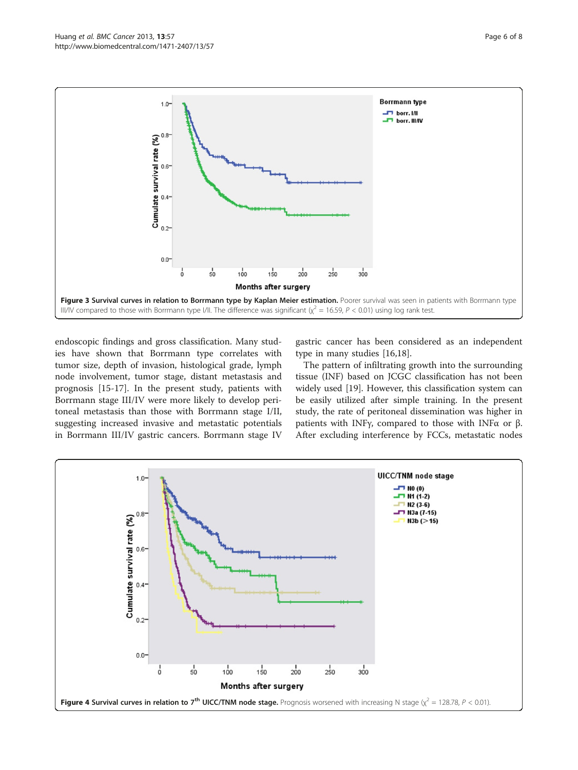**Figure 3 Survival curves in relation to Borrmann type by Kaplan Meier estimation.** Poorer survival was seen in patients with Borrmann type III/IV compared to those with Borrmann type I/II. The difference was significant ($\chi^2$ = 16.59, $P$ < 0.01) using log rank test.

endoscopic findings and gross classification. Many studies have shown that Borrmann type correlates with tumor size, depth of invasion, histological grade, lymph node involvement, tumor stage, distant metastasis and prognosis [15-17]. In the present study, patients with Borrmann stage III/IV were more likely to develop peritoneal metastasis than those with Borrmann stage I/II, suggesting increased invasive and metastatic potentials in Borrmann III/IV gastric cancers. Borrmann stage IV gastric cancer has been considered as an independent type in many studies [16,18].

The pattern of infiltrating growth into the surrounding tissue (INF) based on JCGC classification has not been widely used [19]. However, this classification system can be easily utilized after simple training. In the present study, the rate of peritoneal dissemination was higher in patients with INFγ, compared to those with INFα or β. After excluding interference by FCCs, metastatic nodes

**Figure 4 Survival curves in relation to 7th UICC/TNM node stage.** Prognosis worsened with increasing N stage ($\chi^2$ = 128.78, $P$ < 0.01).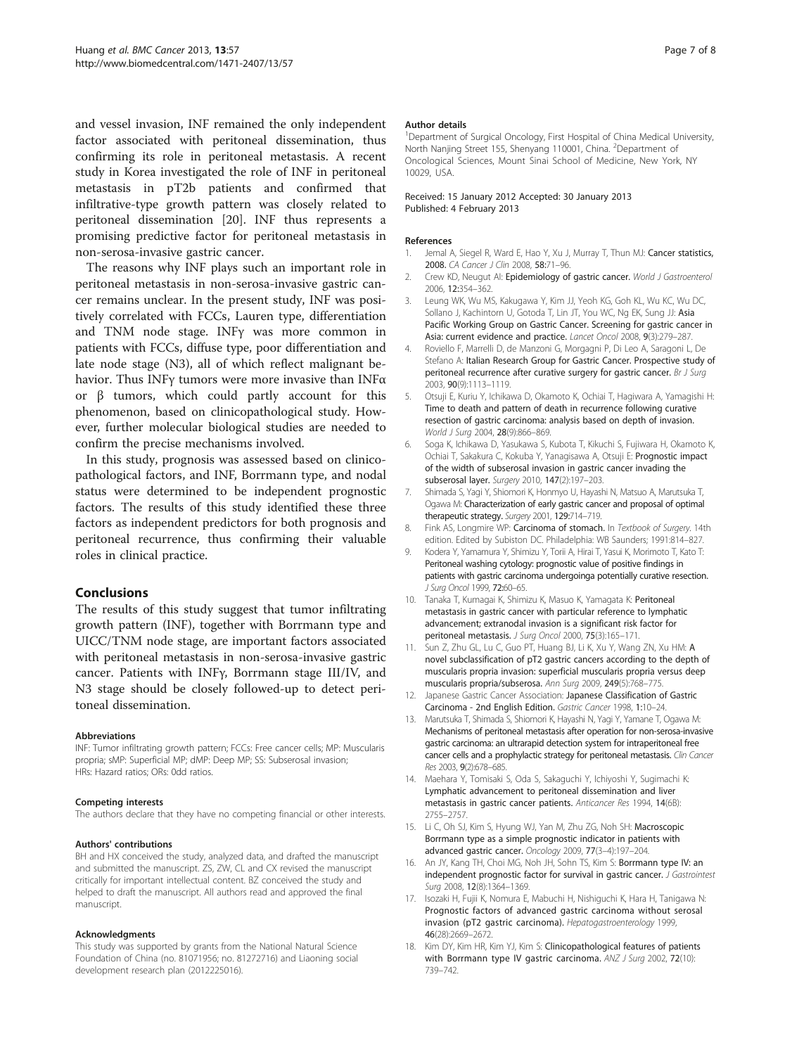and vessel invasion, INF remained the only independent factor associated with peritoneal dissemination, thus confirming its role in peritoneal metastasis. A recent study in Korea investigated the role of INF in peritoneal metastasis in pT2b patients and confirmed that infiltrative-type growth pattern was closely related to peritoneal dissemination [20]. INF thus represents a promising predictive factor for peritoneal metastasis in non-serosa-invasive gastric cancer.

The reasons why INF plays such an important role in peritoneal metastasis in non-serosa-invasive gastric cancer remains unclear. In the present study, INF was positively correlated with FCCs, Lauren type, differentiation and TNM node stage. INFγ was more common in patients with FCCs, diffuse type, poor differentiation and late node stage (N3), all of which reflect malignant behavior. Thus INFγ tumors were more invasive than INFα or β tumors, which could partly account for this phenomenon, based on clinicopathological study. However, further molecular biological studies are needed to confirm the precise mechanisms involved.

In this study, prognosis was assessed based on clinicopathological factors, and INF, Borrmann type, and nodal status were determined to be independent prognostic factors. The results of this study identified these three factors as independent predictors for both prognosis and peritoneal recurrence, thus confirming their valuable roles in clinical practice.

## Conclusions

The results of this study suggest that tumor infiltrating growth pattern (INF), together with Borrmann type and UICC/TNM node stage, are important factors associated with peritoneal metastasis in non-serosa-invasive gastric cancer. Patients with INFγ, Borrmann stage III/IV, and N3 stage should be closely followed-up to detect peritoneal dissemination.

#### Abbreviations

INF: Tumor infiltrating growth pattern; FCCs: Free cancer cells; MP: Muscularis propria; sMP: Superficial MP; dMP: Deep MP; SS: Subserosal invasion; HRs: Hazard ratios; ORs: 0dd ratios.

#### Competing interests

The authors declare that they have no competing financial or other interests.

#### Authors' contributions

BH and HX conceived the study, analyzed data, and drafted the manuscript and submitted the manuscript. ZS, ZW, CL and CX revised the manuscript critically for important intellectual content. BZ conceived the study and helped to draft the manuscript. All authors read and approved the final manuscript.

#### Acknowledgments

This study was supported by grants from the National Natural Science Foundation of China (no. 81071956; no. 81272716) and Liaoning social development research plan (2012225016).

#### Author details

[1]Department of Surgical Oncology, First Hospital of China Medical University, North Nanjing Street 155, Shenyang 110001, China. [2]Department of Oncological Sciences, Mount Sinai School of Medicine, New York, NY 10029, USA.

Received: 15 January 2012 Accepted: 30 January 2013
Published: 4 February 2013

#### References

1. Jemal A, Siegel R, Ward E, Hao Y, Xu J, Murray T, Thun MJ: **Cancer statistics, 2008.** *CA Cancer J Clin* 2008, **58:**71–96.
2. Crew KD, Neugut AI: **Epidemiology of gastric cancer.** *World J Gastroenterol* 2006, **12:**354–362.
3. Leung WK, Wu MS, Kakugawa Y, Kim JJ, Yeoh KG, Goh KL, Wu KC, Wu DC, Sollano J, Kachintorn U, Gotoda T, Lin JT, You WC, Ng EK, Sung JJ: **Asia Pacific Working Group on Gastric Cancer. Screening for gastric cancer in Asia: current evidence and practice.** *Lancet Oncol* 2008, **9**(3):279–287.
4. Roviello F, Marrelli D, de Manzoni G, Morgagni P, Di Leo A, Saragoni L, De Stefano A: **Italian Research Group for Gastric Cancer. Prospective study of peritoneal recurrence after curative surgery for gastric cancer.** *Br J Surg* 2003, **90**(9):1113–1119.
5. Otsuji E, Kuriu Y, Ichikawa D, Okamoto K, Ochiai T, Hagiwara A, Yamagishi H: **Time to death and pattern of death in recurrence following curative resection of gastric carcinoma: analysis based on depth of invasion.** *World J Surg* 2004, **28**(9):866–869.
6. Soga K, Ichikawa D, Yasukawa S, Kubota T, Kikuchi S, Fujiwara H, Okamoto K, Ochiai T, Sakakura C, Kokuba Y, Yanagisawa A, Otsuji E: **Prognostic impact of the width of subserosal invasion in gastric cancer invading the subserosal layer.** *Surgery* 2010, **147**(2):197–203.
7. Shimada S, Yagi Y, Shiomori K, Honmyo U, Hayashi N, Matsuo A, Marutsuka T, Ogawa M: **Characterization of early gastric cancer and proposal of optimal therapeutic strategy.** *Surgery* 2001, **129:**714–719.
8. Fink AS, Longmire WP: **Carcinoma of stomach.** In *Textbook of Surgery*. 14th edition. Edited by Subiston DC. Philadelphia: WB Saunders; 1991:814–827.
9. Kodera Y, Yamamura Y, Shimizu Y, Torii A, Hirai T, Yasui K, Morimoto T, Kato T: **Peritoneal washing cytology: prognostic value of positive findings in patients with gastric carcinoma undergoinga potentially curative resection.** *J Surg Oncol* 1999, **72:**60–65.
10. Tanaka T, Kumagai K, Shimizu K, Masuo K, Yamagata K: **Peritoneal metastasis in gastric cancer with particular reference to lymphatic advancement; extranodal invasion is a significant risk factor for peritoneal metastasis.** *J Surg Oncol* 2000, **75**(3):165–171.
11. Sun Z, Zhu GL, Lu C, Guo PT, Huang BJ, Li K, Xu Y, Wang ZN, Xu HM: **A novel subclassification of pT2 gastric cancers according to the depth of muscularis propria invasion: superficial muscularis propria versus deep muscularis propria/subserosa.** *Ann Surg* 2009, **249**(5):768–775.
12. Japanese Gastric Cancer Association: **Japanese Classification of Gastric Carcinoma - 2nd English Edition.** *Gastric Cancer* 1998, **1:**10–24.
13. Marutsuka T, Shimada S, Shiomori K, Hayashi N, Yagi Y, Yamane T, Ogawa M: **Mechanisms of peritoneal metastasis after operation for non-serosa-invasive gastric carcinoma: an ultrarapid detection system for intraperitoneal free cancer cells and a prophylactic strategy for peritoneal metastasis.** *Clin Cancer Res* 2003, **9**(2):678–685.
14. Maehara Y, Tomisaki S, Oda S, Sakaguchi Y, Ichiyoshi Y, Sugimachi K: **Lymphatic advancement to peritoneal dissemination and liver metastasis in gastric cancer patients.** *Anticancer Res* 1994, **14**(6B): 2755–2757.
15. Li C, Oh SJ, Kim S, Hyung WJ, Yan M, Zhu ZG, Noh SH: **Macroscopic Borrmann type as a simple prognostic indicator in patients with advanced gastric cancer.** *Oncology* 2009, **77**(3–4):197–204.
16. An JY, Kang TH, Choi MG, Noh JH, Sohn TS, Kim S: **Borrmann type IV: an independent prognostic factor for survival in gastric cancer.** *J Gastrointest Surg* 2008, **12**(8):1364–1369.
17. Isozaki H, Fujii K, Nomura E, Mabuchi H, Nishiguchi K, Hara H, Tanigawa N: **Prognostic factors of advanced gastric carcinoma without serosal invasion (pT2 gastric carcinoma).** *Hepatogastroenterology* 1999, **46**(28):2669–2672.
18. Kim DY, Kim HR, Kim YJ, Kim S: **Clinicopathological features of patients with Borrmann type IV gastric carcinoma.** *ANZ J Surg* 2002, **72**(10): 739–742.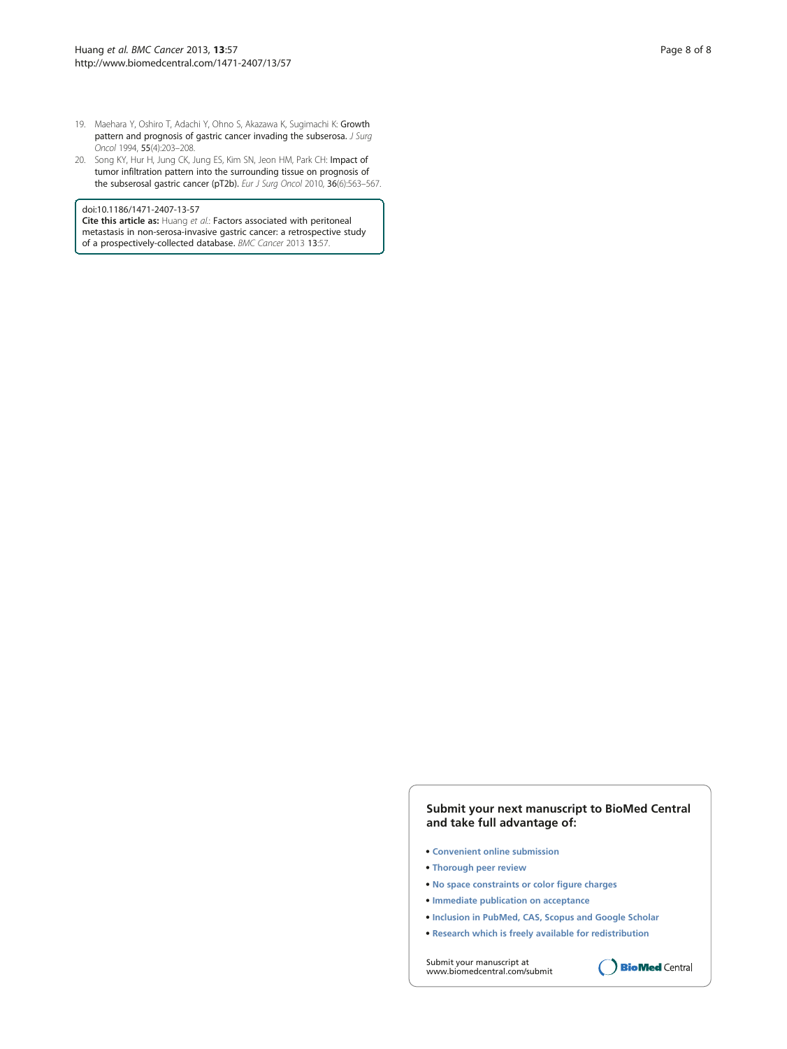19. Maehara Y, Oshiro T, Adachi Y, Ohno S, Akazawa K, Sugimachi K: **Growth pattern and prognosis of gastric cancer invading the subserosa.** *J Surg Oncol* 1994, **55**(4):203–208.
20. Song KY, Hur H, Jung CK, Jung ES, Kim SN, Jeon HM, Park CH: **Impact of tumor infiltration pattern into the surrounding tissue on prognosis of the subserosal gastric cancer (pT2b).** *Eur J Surg Oncol* 2010, **36**(6):563–567.

doi:10.1186/1471-2407-13-57
**Cite this article as:** Huang *et al.*: Factors associated with peritoneal metastasis in non-serosa-invasive gastric cancer: a retrospective study of a prospectively-collected database. *BMC Cancer* 2013 **13**:57.

**Submit your next manuscript to BioMed Central and take full advantage of:**

- **Convenient online submission**
- **Thorough peer review**
- **No space constraints or color figure charges**
- **Immediate publication on acceptance**
- **Inclusion in PubMed, CAS, Scopus and Google Scholar**
- **Research which is freely available for redistribution**

Submit your manuscript at
www.biomedcentral.com/submit

BioMed Central